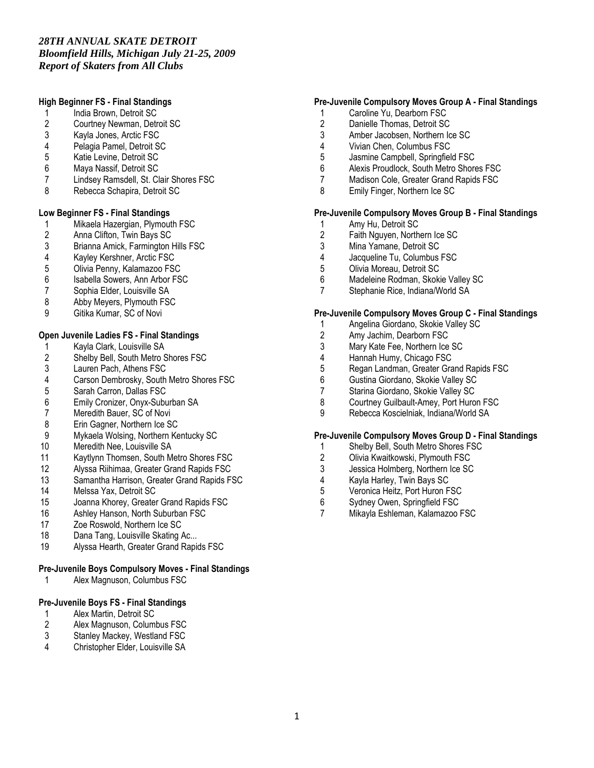*28TH ANNUAL SKATE DETROIT*
*Bloomfield Hills, Michigan July 21-25, 2009*
*Report of Skaters from All Clubs*

**High Beginner FS - Final Standings**

1. India Brown, Detroit SC
2. Courtney Newman, Detroit SC
3. Kayla Jones, Arctic FSC
4. Pelagia Pamel, Detroit SC
5. Katie Levine, Detroit SC
6. Maya Nassif, Detroit SC
7. Lindsey Ramsdell, St. Clair Shores FSC
8. Rebecca Schapira, Detroit SC

**Low Beginner FS - Final Standings**

1. Mikaela Hazergian, Plymouth FSC
2. Anna Clifton, Twin Bays SC
3. Brianna Amick, Farmington Hills FSC
4. Kayley Kershner, Arctic FSC
5. Olivia Penny, Kalamazoo FSC
6. Isabella Sowers, Ann Arbor FSC
7. Sophia Elder, Louisville SA
8. Abby Meyers, Plymouth FSC
9. Gitika Kumar, SC of Novi

**Open Juvenile Ladies FS - Final Standings**

1. Kayla Clark, Louisville SA
2. Shelby Bell, South Metro Shores FSC
3. Lauren Pach, Athens FSC
4. Carson Dembrosky, South Metro Shores FSC
5. Sarah Carron, Dallas FSC
6. Emily Cronizer, Onyx-Suburban SA
7. Meredith Bauer, SC of Novi
8. Erin Gagner, Northern Ice SC
9. Mykaela Wolsing, Northern Kentucky SC
10. Meredith Nee, Louisville SA
11. Kaytlynn Thomsen, South Metro Shores FSC
12. Alyssa Riihimaa, Greater Grand Rapids FSC
13. Samantha Harrison, Greater Grand Rapids FSC
14. Melssa Yax, Detroit SC
15. Joanna Khorey, Greater Grand Rapids FSC
16. Ashley Hanson, North Suburban FSC
17. Zoe Roswold, Northern Ice SC
18. Dana Tang, Louisville Skating Ac...
19. Alyssa Hearth, Greater Grand Rapids FSC

**Pre-Juvenile Boys Compulsory Moves - Final Standings**

1. Alex Magnuson, Columbus FSC

**Pre-Juvenile Boys FS - Final Standings**

1. Alex Martin, Detroit SC
2. Alex Magnuson, Columbus FSC
3. Stanley Mackey, Westland FSC
4. Christopher Elder, Louisville SA

**Pre-Juvenile Compulsory Moves Group A - Final Standings**

1. Caroline Yu, Dearborn FSC
2. Danielle Thomas, Detroit SC
3. Amber Jacobsen, Northern Ice SC
4. Vivian Chen, Columbus FSC
5. Jasmine Campbell, Springfield FSC
6. Alexis Proudlock, South Metro Shores FSC
7. Madison Cole, Greater Grand Rapids FSC
8. Emily Finger, Northern Ice SC

**Pre-Juvenile Compulsory Moves Group B - Final Standings**

1. Amy Hu, Detroit SC
2. Faith Nguyen, Northern Ice SC
3. Mina Yamane, Detroit SC
4. Jacqueline Tu, Columbus FSC
5. Olivia Moreau, Detroit SC
6. Madeleine Rodman, Skokie Valley SC
7. Stephanie Rice, Indiana/World SA

**Pre-Juvenile Compulsory Moves Group C - Final Standings**

1. Angelina Giordano, Skokie Valley SC
2. Amy Jachim, Dearborn FSC
3. Mary Kate Fee, Northern Ice SC
4. Hannah Humy, Chicago FSC
5. Regan Landman, Greater Grand Rapids FSC
6. Gustina Giordano, Skokie Valley SC
7. Starina Giordano, Skokie Valley SC
8. Courtney Guilbault-Amey, Port Huron FSC
9. Rebecca Koscielniak, Indiana/World SA

**Pre-Juvenile Compulsory Moves Group D - Final Standings**

1. Shelby Bell, South Metro Shores FSC
2. Olivia Kwaitkowski, Plymouth FSC
3. Jessica Holmberg, Northern Ice SC
4. Kayla Harley, Twin Bays SC
5. Veronica Heitz, Port Huron FSC
6. Sydney Owen, Springfield FSC
7. Mikayla Eshleman, Kalamazoo FSC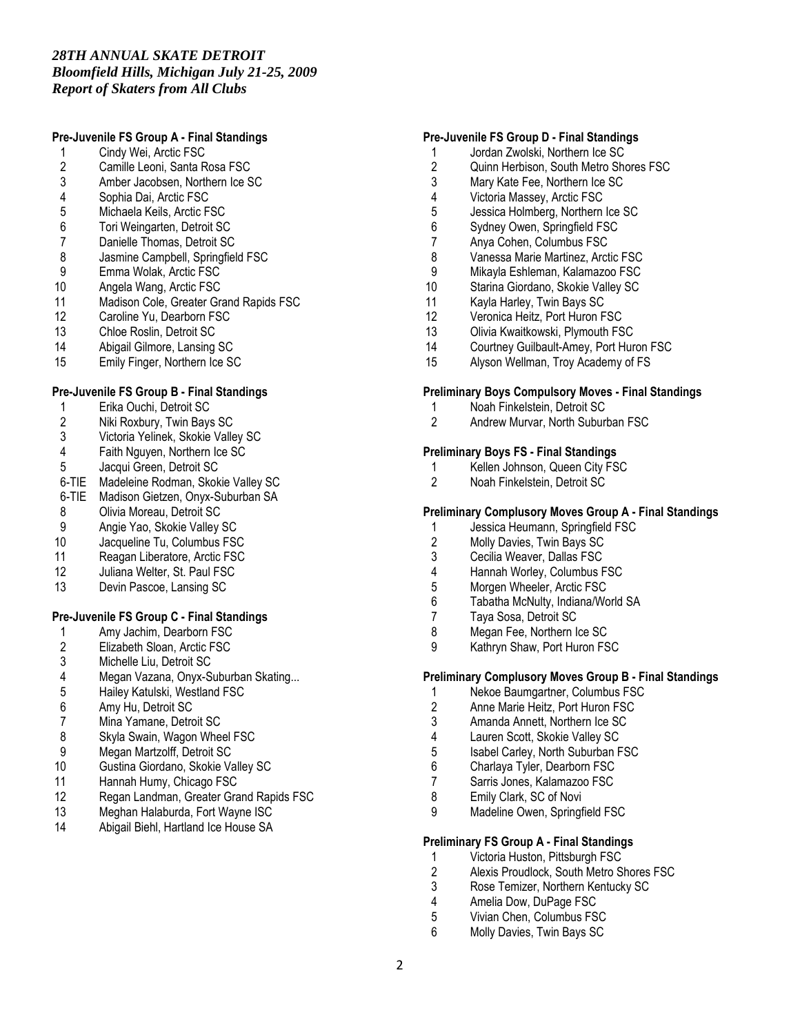*28TH ANNUAL SKATE DETROIT*
*Bloomfield Hills, Michigan July 21-25, 2009*
*Report of Skaters from All Clubs*

**Pre-Juvenile FS Group A - Final Standings**

1 Cindy Wei, Arctic FSC
2 Camille Leoni, Santa Rosa FSC
3 Amber Jacobsen, Northern Ice SC
4 Sophia Dai, Arctic FSC
5 Michaela Keils, Arctic FSC
6 Tori Weingarten, Detroit SC
7 Danielle Thomas, Detroit SC
8 Jasmine Campbell, Springfield FSC
9 Emma Wolak, Arctic FSC
10 Angela Wang, Arctic FSC
11 Madison Cole, Greater Grand Rapids FSC
12 Caroline Yu, Dearborn FSC
13 Chloe Roslin, Detroit SC
14 Abigail Gilmore, Lansing SC
15 Emily Finger, Northern Ice SC

**Pre-Juvenile FS Group B - Final Standings**

1 Erika Ouchi, Detroit SC
2 Niki Roxbury, Twin Bays SC
3 Victoria Yelinek, Skokie Valley SC
4 Faith Nguyen, Northern Ice SC
5 Jacqui Green, Detroit SC
6-TIE Madeleine Rodman, Skokie Valley SC
6-TIE Madison Gietzen, Onyx-Suburban SA
8 Olivia Moreau, Detroit SC
9 Angie Yao, Skokie Valley SC
10 Jacqueline Tu, Columbus FSC
11 Reagan Liberatore, Arctic FSC
12 Juliana Welter, St. Paul FSC
13 Devin Pascoe, Lansing SC

**Pre-Juvenile FS Group C - Final Standings**

1 Amy Jachim, Dearborn FSC
2 Elizabeth Sloan, Arctic FSC
3 Michelle Liu, Detroit SC
4 Megan Vazana, Onyx-Suburban Skating...
5 Hailey Katulski, Westland FSC
6 Amy Hu, Detroit SC
7 Mina Yamane, Detroit SC
8 Skyla Swain, Wagon Wheel FSC
9 Megan Martzolff, Detroit SC
10 Gustina Giordano, Skokie Valley SC
11 Hannah Humy, Chicago FSC
12 Regan Landman, Greater Grand Rapids FSC
13 Meghan Halaburda, Fort Wayne ISC
14 Abigail Biehl, Hartland Ice House SA

**Pre-Juvenile FS Group D - Final Standings**

1 Jordan Zwolski, Northern Ice SC
2 Quinn Herbison, South Metro Shores FSC
3 Mary Kate Fee, Northern Ice SC
4 Victoria Massey, Arctic FSC
5 Jessica Holmberg, Northern Ice SC
6 Sydney Owen, Springfield FSC
7 Anya Cohen, Columbus FSC
8 Vanessa Marie Martinez, Arctic FSC
9 Mikayla Eshleman, Kalamazoo FSC
10 Starina Giordano, Skokie Valley SC
11 Kayla Harley, Twin Bays SC
12 Veronica Heitz, Port Huron FSC
13 Olivia Kwaitkowski, Plymouth FSC
14 Courtney Guilbault-Amey, Port Huron FSC
15 Alyson Wellman, Troy Academy of FS

**Preliminary Boys Compulsory Moves - Final Standings**

1 Noah Finkelstein, Detroit SC
2 Andrew Murvar, North Suburban FSC

**Preliminary Boys FS - Final Standings**

1 Kellen Johnson, Queen City FSC
2 Noah Finkelstein, Detroit SC

**Preliminary Complusory Moves Group A - Final Standings**

1 Jessica Heumann, Springfield FSC
2 Molly Davies, Twin Bays SC
3 Cecilia Weaver, Dallas FSC
4 Hannah Worley, Columbus FSC
5 Morgen Wheeler, Arctic FSC
6 Tabatha McNulty, Indiana/World SA
7 Taya Sosa, Detroit SC
8 Megan Fee, Northern Ice SC
9 Kathryn Shaw, Port Huron FSC

**Preliminary Complusory Moves Group B - Final Standings**

1 Nekoe Baumgartner, Columbus FSC
2 Anne Marie Heitz, Port Huron FSC
3 Amanda Annett, Northern Ice SC
4 Lauren Scott, Skokie Valley SC
5 Isabel Carley, North Suburban FSC
6 Charlaya Tyler, Dearborn FSC
7 Sarris Jones, Kalamazoo FSC
8 Emily Clark, SC of Novi
9 Madeline Owen, Springfield FSC

**Preliminary FS Group A - Final Standings**

1 Victoria Huston, Pittsburgh FSC
2 Alexis Proudlock, South Metro Shores FSC
3 Rose Temizer, Northern Kentucky SC
4 Amelia Dow, DuPage FSC
5 Vivian Chen, Columbus FSC
6 Molly Davies, Twin Bays SC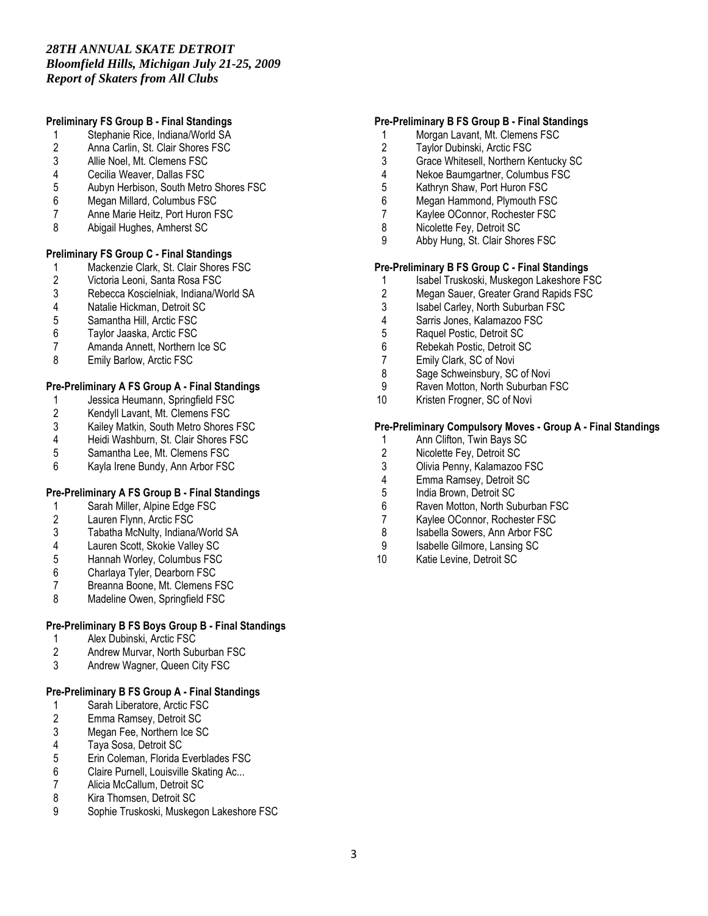*28TH ANNUAL SKATE DETROIT*
*Bloomfield Hills, Michigan July 21-25, 2009*
*Report of Skaters from All Clubs*

**Preliminary FS Group B - Final Standings**

1 Stephanie Rice, Indiana/World SA
2 Anna Carlin, St. Clair Shores FSC
3 Allie Noel, Mt. Clemens FSC
4 Cecilia Weaver, Dallas FSC
5 Aubyn Herbison, South Metro Shores FSC
6 Megan Millard, Columbus FSC
7 Anne Marie Heitz, Port Huron FSC
8 Abigail Hughes, Amherst SC

**Preliminary FS Group C - Final Standings**

1 Mackenzie Clark, St. Clair Shores FSC
2 Victoria Leoni, Santa Rosa FSC
3 Rebecca Koscielniak, Indiana/World SA
4 Natalie Hickman, Detroit SC
5 Samantha Hill, Arctic FSC
6 Taylor Jaaska, Arctic FSC
7 Amanda Annett, Northern Ice SC
8 Emily Barlow, Arctic FSC

**Pre-Preliminary A FS Group A - Final Standings**

1 Jessica Heumann, Springfield FSC
2 Kendyll Lavant, Mt. Clemens FSC
3 Kailey Matkin, South Metro Shores FSC
4 Heidi Washburn, St. Clair Shores FSC
5 Samantha Lee, Mt. Clemens FSC
6 Kayla Irene Bundy, Ann Arbor FSC

**Pre-Preliminary A FS Group B - Final Standings**

1 Sarah Miller, Alpine Edge FSC
2 Lauren Flynn, Arctic FSC
3 Tabatha McNulty, Indiana/World SA
4 Lauren Scott, Skokie Valley SC
5 Hannah Worley, Columbus FSC
6 Charlaya Tyler, Dearborn FSC
7 Breanna Boone, Mt. Clemens FSC
8 Madeline Owen, Springfield FSC

**Pre-Preliminary B FS Boys Group B - Final Standings**

1 Alex Dubinski, Arctic FSC
2 Andrew Murvar, North Suburban FSC
3 Andrew Wagner, Queen City FSC

**Pre-Preliminary B FS Group A - Final Standings**

1 Sarah Liberatore, Arctic FSC
2 Emma Ramsey, Detroit SC
3 Megan Fee, Northern Ice SC
4 Taya Sosa, Detroit SC
5 Erin Coleman, Florida Everblades FSC
6 Claire Purnell, Louisville Skating Ac...
7 Alicia McCallum, Detroit SC
8 Kira Thomsen, Detroit SC
9 Sophie Truskoski, Muskegon Lakeshore FSC

**Pre-Preliminary B FS Group B - Final Standings**

1 Morgan Lavant, Mt. Clemens FSC
2 Taylor Dubinski, Arctic FSC
3 Grace Whitesell, Northern Kentucky SC
4 Nekoe Baumgartner, Columbus FSC
5 Kathryn Shaw, Port Huron FSC
6 Megan Hammond, Plymouth FSC
7 Kaylee OConnor, Rochester FSC
8 Nicolette Fey, Detroit SC
9 Abby Hung, St. Clair Shores FSC

**Pre-Preliminary B FS Group C - Final Standings**

1 Isabel Truskoski, Muskegon Lakeshore FSC
2 Megan Sauer, Greater Grand Rapids FSC
3 Isabel Carley, North Suburban FSC
4 Sarris Jones, Kalamazoo FSC
5 Raquel Postic, Detroit SC
6 Rebekah Postic, Detroit SC
7 Emily Clark, SC of Novi
8 Sage Schweinsbury, SC of Novi
9 Raven Motton, North Suburban FSC
10 Kristen Frogner, SC of Novi

**Pre-Preliminary Compulsory Moves - Group A - Final Standings**

1 Ann Clifton, Twin Bays SC
2 Nicolette Fey, Detroit SC
3 Olivia Penny, Kalamazoo FSC
4 Emma Ramsey, Detroit SC
5 India Brown, Detroit SC
6 Raven Motton, North Suburban FSC
7 Kaylee OConnor, Rochester FSC
8 Isabella Sowers, Ann Arbor FSC
9 Isabelle Gilmore, Lansing SC
10 Katie Levine, Detroit SC